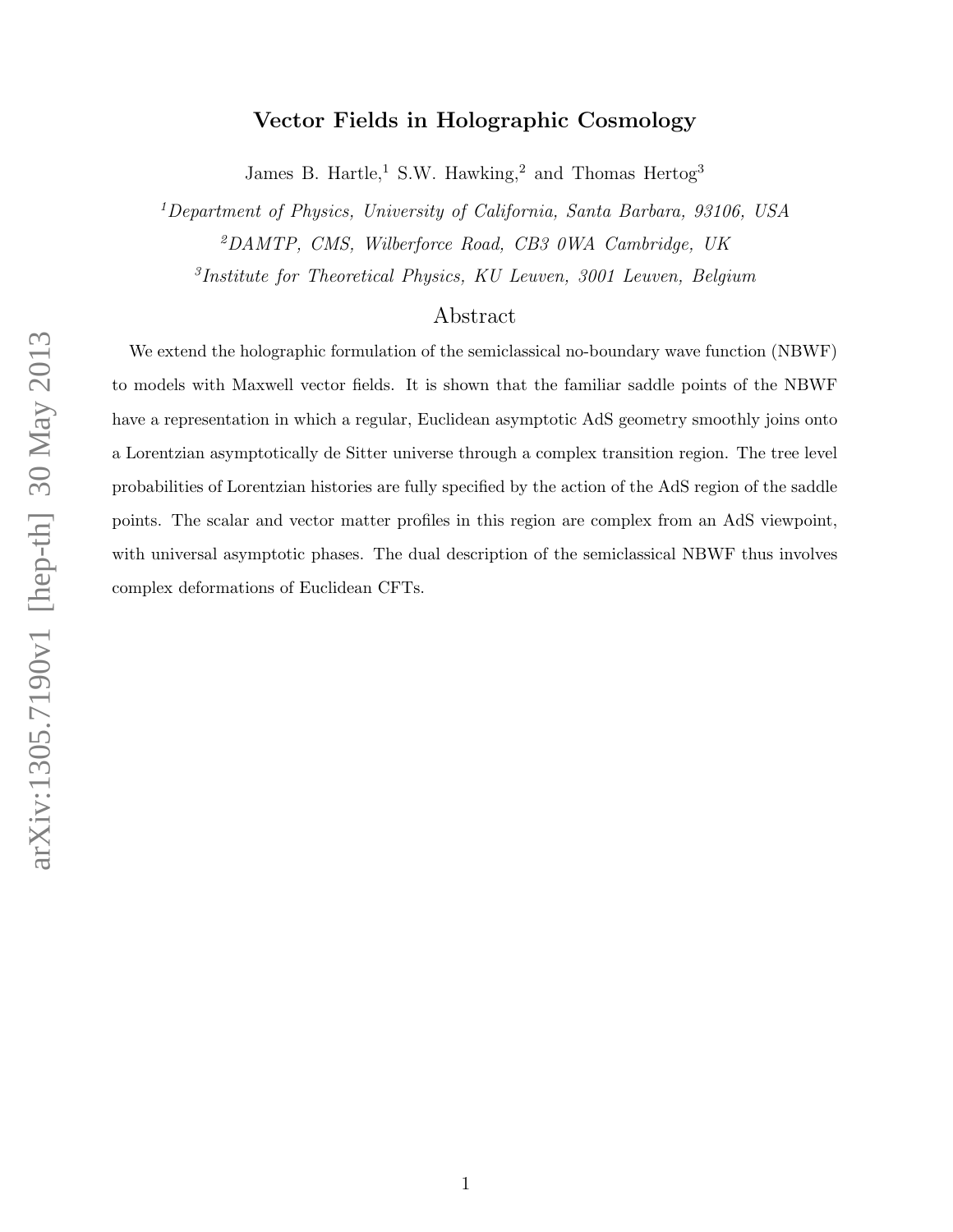# Vector Fields in Holographic Cosmology

James B. Hartle,[1] S.W. Hawking,[2] and Thomas Hertog[3]

[1] *Department of Physics, University of California, Santa Barbara, 93106, USA*

[2] *DAMTP, CMS, Wilberforce Road, CB3 0WA Cambridge, UK*

[3] *Institute for Theoretical Physics, KU Leuven, 3001 Leuven, Belgium*

## Abstract

We extend the holographic formulation of the semiclassical no-boundary wave function (NBWF) to models with Maxwell vector fields. It is shown that the familiar saddle points of the NBWF have a representation in which a regular, Euclidean asymptotic AdS geometry smoothly joins onto a Lorentzian asymptotically de Sitter universe through a complex transition region. The tree level probabilities of Lorentzian histories are fully specified by the action of the AdS region of the saddle points. The scalar and vector matter profiles in this region are complex from an AdS viewpoint, with universal asymptotic phases. The dual description of the semiclassical NBWF thus involves complex deformations of Euclidean CFTs.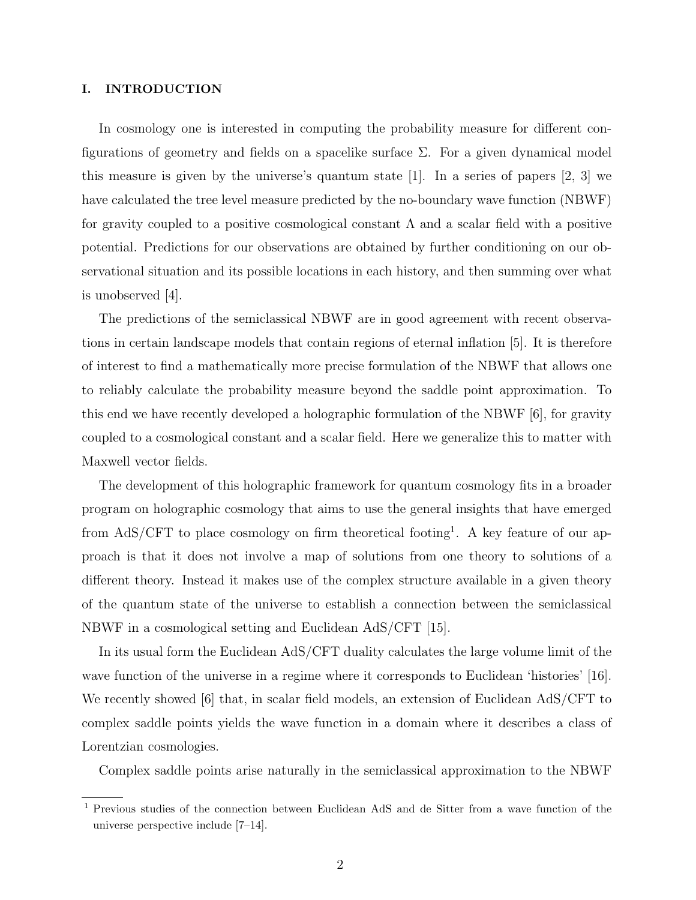## I. INTRODUCTION

In cosmology one is interested in computing the probability measure for different configurations of geometry and fields on a spacelike surface $\Sigma$. For a given dynamical model this measure is given by the universe's quantum state [1]. In a series of papers [2, 3] we have calculated the tree level measure predicted by the no-boundary wave function (NBWF) for gravity coupled to a positive cosmological constant $\Lambda$ and a scalar field with a positive potential. Predictions for our observations are obtained by further conditioning on our observational situation and its possible locations in each history, and then summing over what is unobserved [4].

The predictions of the semiclassical NBWF are in good agreement with recent observations in certain landscape models that contain regions of eternal inflation [5]. It is therefore of interest to find a mathematically more precise formulation of the NBWF that allows one to reliably calculate the probability measure beyond the saddle point approximation. To this end we have recently developed a holographic formulation of the NBWF [6], for gravity coupled to a cosmological constant and a scalar field. Here we generalize this to matter with Maxwell vector fields.

The development of this holographic framework for quantum cosmology fits in a broader program on holographic cosmology that aims to use the general insights that have emerged from AdS/CFT to place cosmology on firm theoretical footing[1]. A key feature of our approach is that it does not involve a map of solutions from one theory to solutions of a different theory. Instead it makes use of the complex structure available in a given theory of the quantum state of the universe to establish a connection between the semiclassical NBWF in a cosmological setting and Euclidean AdS/CFT [15].

In its usual form the Euclidean AdS/CFT duality calculates the large volume limit of the wave function of the universe in a regime where it corresponds to Euclidean 'histories' [16]. We recently showed [6] that, in scalar field models, an extension of Euclidean AdS/CFT to complex saddle points yields the wave function in a domain where it describes a class of Lorentzian cosmologies.

Complex saddle points arise naturally in the semiclassical approximation to the NBWF

[1] Previous studies of the connection between Euclidean AdS and de Sitter from a wave function of the universe perspective include [7–14].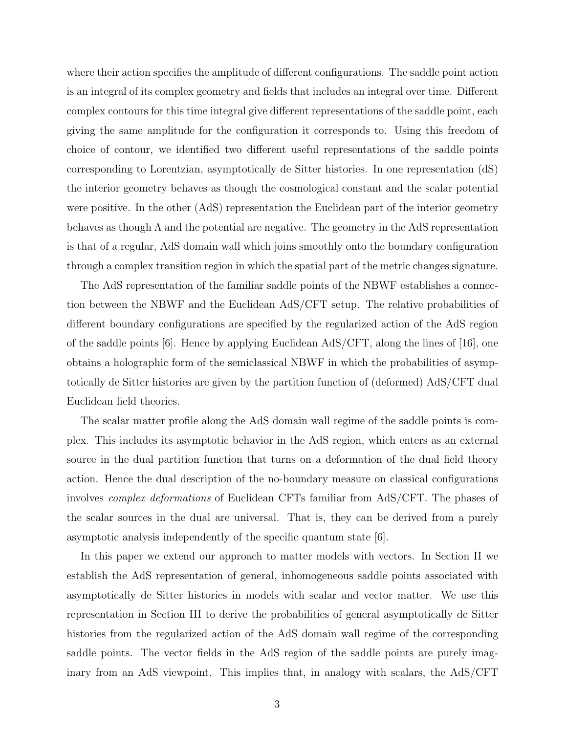where their action specifies the amplitude of different configurations. The saddle point action is an integral of its complex geometry and fields that includes an integral over time. Different complex contours for this time integral give different representations of the saddle point, each giving the same amplitude for the configuration it corresponds to. Using this freedom of choice of contour, we identified two different useful representations of the saddle points corresponding to Lorentzian, asymptotically de Sitter histories. In one representation (dS) the interior geometry behaves as though the cosmological constant and the scalar potential were positive. In the other (AdS) representation the Euclidean part of the interior geometry behaves as though $\Lambda$ and the potential are negative. The geometry in the AdS representation is that of a regular, AdS domain wall which joins smoothly onto the boundary configuration through a complex transition region in which the spatial part of the metric changes signature.

The AdS representation of the familiar saddle points of the NBWF establishes a connection between the NBWF and the Euclidean AdS/CFT setup. The relative probabilities of different boundary configurations are specified by the regularized action of the AdS region of the saddle points [6]. Hence by applying Euclidean AdS/CFT, along the lines of [16], one obtains a holographic form of the semiclassical NBWF in which the probabilities of asymptotically de Sitter histories are given by the partition function of (deformed) AdS/CFT dual Euclidean field theories.

The scalar matter profile along the AdS domain wall regime of the saddle points is complex. This includes its asymptotic behavior in the AdS region, which enters as an external source in the dual partition function that turns on a deformation of the dual field theory action. Hence the dual description of the no-boundary measure on classical configurations involves *complex deformations* of Euclidean CFTs familiar from AdS/CFT. The phases of the scalar sources in the dual are universal. That is, they can be derived from a purely asymptotic analysis independently of the specific quantum state [6].

In this paper we extend our approach to matter models with vectors. In Section II we establish the AdS representation of general, inhomogeneous saddle points associated with asymptotically de Sitter histories in models with scalar and vector matter. We use this representation in Section III to derive the probabilities of general asymptotically de Sitter histories from the regularized action of the AdS domain wall regime of the corresponding saddle points. The vector fields in the AdS region of the saddle points are purely imaginary from an AdS viewpoint. This implies that, in analogy with scalars, the AdS/CFT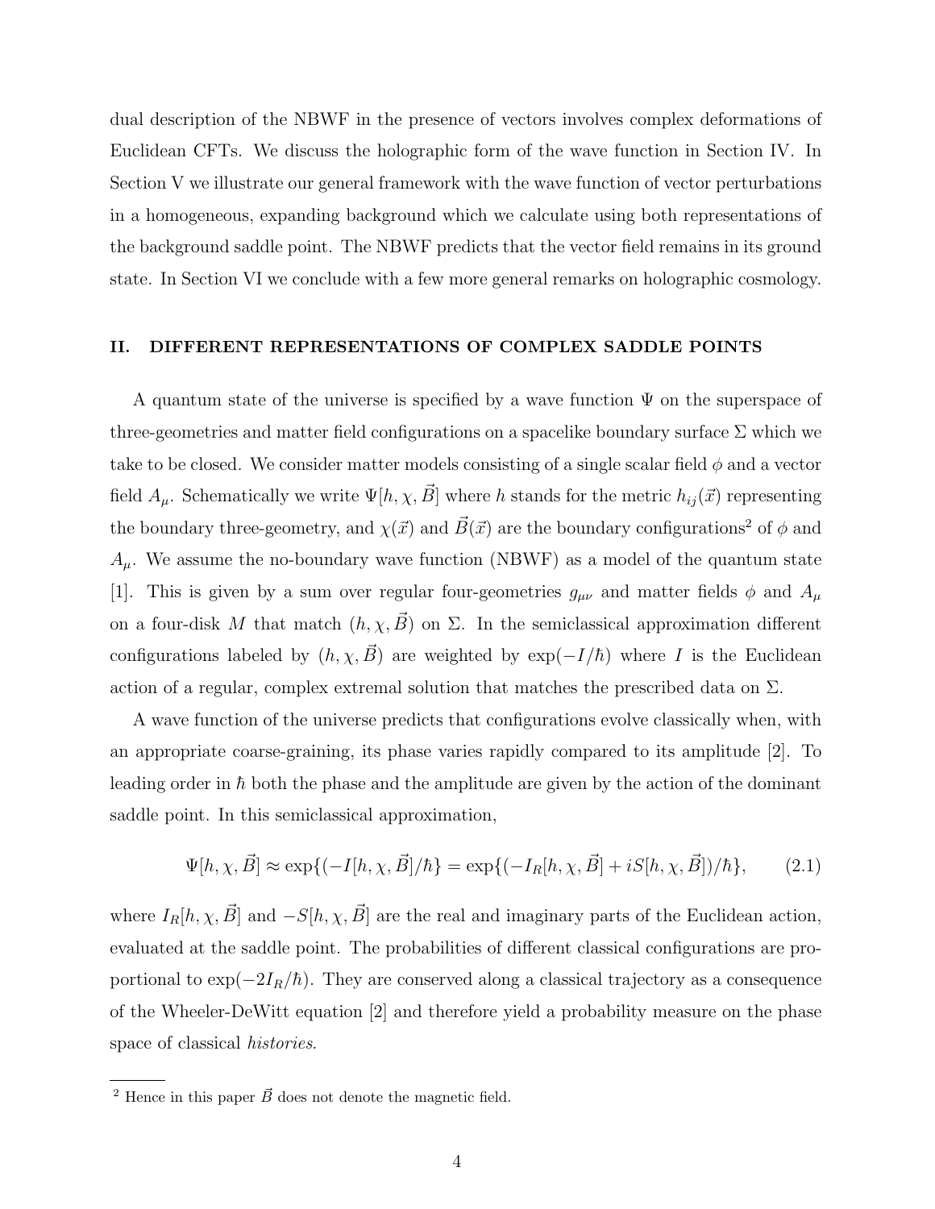dual description of the NBWF in the presence of vectors involves complex deformations of Euclidean CFTs. We discuss the holographic form of the wave function in Section IV. In Section V we illustrate our general framework with the wave function of vector perturbations in a homogeneous, expanding background which we calculate using both representations of the background saddle point. The NBWF predicts that the vector field remains in its ground state. In Section VI we conclude with a few more general remarks on holographic cosmology.

## II. DIFFERENT REPRESENTATIONS OF COMPLEX SADDLE POINTS

A quantum state of the universe is specified by a wave function $\Psi$ on the superspace of three-geometries and matter field configurations on a spacelike boundary surface $\Sigma$ which we take to be closed. We consider matter models consisting of a single scalar field $\phi$ and a vector field $A_\mu$. Schematically we write $\Psi[h, \chi, \vec{B}]$ where $h$ stands for the metric $h_{ij}(\vec{x})$ representing the boundary three-geometry, and $\chi(\vec{x})$ and $\vec{B}(\vec{x})$ are the boundary configurations[2] of $\phi$ and $A_\mu$. We assume the no-boundary wave function (NBWF) as a model of the quantum state [1]. This is given by a sum over regular four-geometries $g_{\mu\nu}$ and matter fields $\phi$ and $A_\mu$ on a four-disk $M$ that match $(h, \chi, \vec{B})$ on $\Sigma$. In the semiclassical approximation different configurations labeled by $(h, \chi, \vec{B})$ are weighted by $\exp(-I/\hbar)$ where $I$ is the Euclidean action of a regular, complex extremal solution that matches the prescribed data on $\Sigma$.

A wave function of the universe predicts that configurations evolve classically when, with an appropriate coarse-graining, its phase varies rapidly compared to its amplitude [2]. To leading order in $\hbar$ both the phase and the amplitude are given by the action of the dominant saddle point. In this semiclassical approximation,

$$\Psi[h, \chi, \vec{B}] \approx \exp\{(-I[h, \chi, \vec{B}]/\hbar\} = \exp\{(-I_R[h, \chi, \vec{B}] + iS[h, \chi, \vec{B}])/\hbar\}, \tag{2.1}$$

where $I_R[h, \chi, \vec{B}]$ and $-S[h, \chi, \vec{B}]$ are the real and imaginary parts of the Euclidean action, evaluated at the saddle point. The probabilities of different classical configurations are proportional to $\exp(-2I_R/\hbar)$. They are conserved along a classical trajectory as a consequence of the Wheeler-DeWitt equation [2] and therefore yield a probability measure on the phase space of classical *histories*.

[2] Hence in this paper $\vec{B}$ does not denote the magnetic field.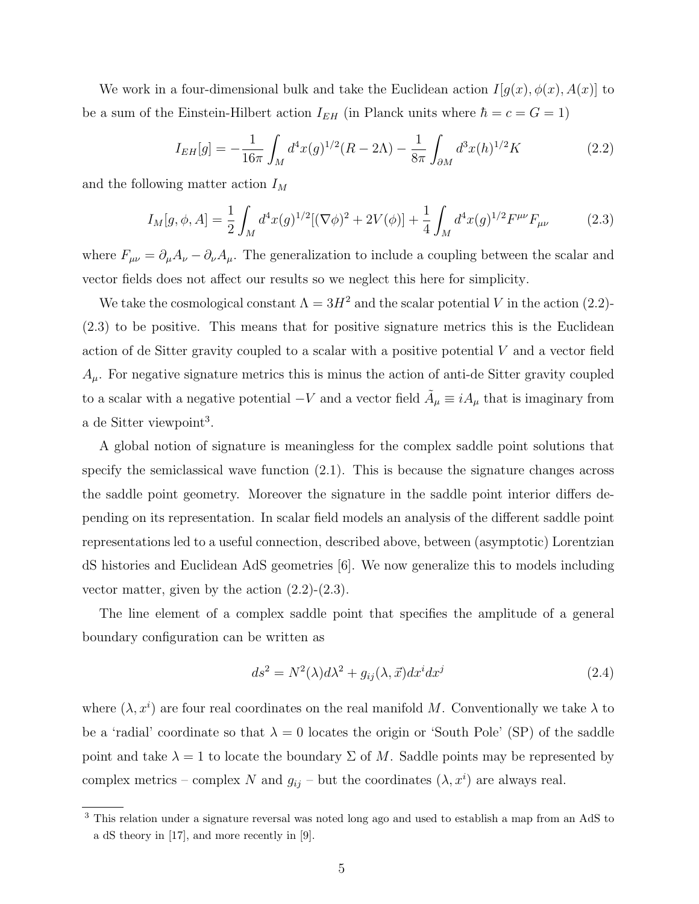We work in a four-dimensional bulk and take the Euclidean action $I[g(x), \phi(x), A(x)]$ to be a sum of the Einstein-Hilbert action $I_{EH}$ (in Planck units where $\hbar = c = G = 1$)

$$I_{EH}[g] = -\frac{1}{16\pi}\int_M d^4x (g)^{1/2}(R - 2\Lambda) - \frac{1}{8\pi}\int_{\partial M} d^3x (h)^{1/2} K \tag{2.2}$$

and the following matter action $I_M$

$$I_M[g, \phi, A] = \frac{1}{2}\int_M d^4x (g)^{1/2}[(\nabla\phi)^2 + 2V(\phi)] + \frac{1}{4}\int_M d^4x (g)^{1/2} F^{\mu\nu}F_{\mu\nu} \tag{2.3}$$

where $F_{\mu\nu} = \partial_\mu A_\nu - \partial_\nu A_\mu$. The generalization to include a coupling between the scalar and vector fields does not affect our results so we neglect this here for simplicity.

We take the cosmological constant $\Lambda = 3H^2$ and the scalar potential $V$ in the action (2.2)-(2.3) to be positive. This means that for positive signature metrics this is the Euclidean action of de Sitter gravity coupled to a scalar with a positive potential $V$ and a vector field $A_\mu$. For negative signature metrics this is minus the action of anti-de Sitter gravity coupled to a scalar with a negative potential $-V$ and a vector field $\tilde{A}_\mu \equiv iA_\mu$ that is imaginary from a de Sitter viewpoint[3].

A global notion of signature is meaningless for the complex saddle point solutions that specify the semiclassical wave function (2.1). This is because the signature changes across the saddle point geometry. Moreover the signature in the saddle point interior differs depending on its representation. In scalar field models an analysis of the different saddle point representations led to a useful connection, described above, between (asymptotic) Lorentzian dS histories and Euclidean AdS geometries [6]. We now generalize this to models including vector matter, given by the action (2.2)-(2.3).

The line element of a complex saddle point that specifies the amplitude of a general boundary configuration can be written as

$$ds^2 = N^2(\lambda)d\lambda^2 + g_{ij}(\lambda, \vec{x})dx^i dx^j \tag{2.4}$$

where $(\lambda, x^i)$ are four real coordinates on the real manifold $M$. Conventionally we take $\lambda$ to be a 'radial' coordinate so that $\lambda = 0$ locates the origin or 'South Pole' (SP) of the saddle point and take $\lambda = 1$ to locate the boundary $\Sigma$ of $M$. Saddle points may be represented by complex metrics – complex $N$ and $g_{ij}$ – but the coordinates $(\lambda, x^i)$ are always real.

[3] This relation under a signature reversal was noted long ago and used to establish a map from an AdS to a dS theory in [17], and more recently in [9].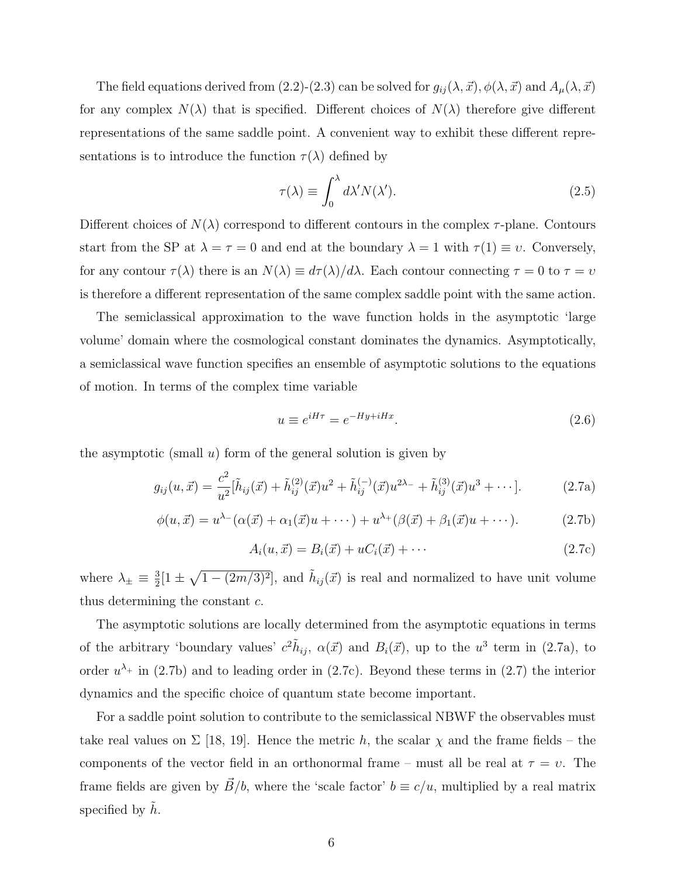The field equations derived from (2.2)-(2.3) can be solved for $g_{ij}(\lambda, \vec{x})$, $\phi(\lambda, \vec{x})$ and $A_\mu(\lambda, \vec{x})$ for any complex $N(\lambda)$ that is specified. Different choices of $N(\lambda)$ therefore give different representations of the same saddle point. A convenient way to exhibit these different representations is to introduce the function $\tau(\lambda)$ defined by

$$\tau(\lambda) \equiv \int_0^\lambda d\lambda' N(\lambda'). \tag{2.5}$$

Different choices of $N(\lambda)$ correspond to different contours in the complex $\tau$-plane. Contours start from the SP at $\lambda = \tau = 0$ and end at the boundary $\lambda = 1$ with $\tau(1) \equiv \upsilon$. Conversely, for any contour $\tau(\lambda)$ there is an $N(\lambda) \equiv d\tau(\lambda)/d\lambda$. Each contour connecting $\tau = 0$ to $\tau = \upsilon$ is therefore a different representation of the same complex saddle point with the same action.

The semiclassical approximation to the wave function holds in the asymptotic 'large volume' domain where the cosmological constant dominates the dynamics. Asymptotically, a semiclassical wave function specifies an ensemble of asymptotic solutions to the equations of motion. In terms of the complex time variable

$$u \equiv e^{iH\tau} = e^{-Hy+iHx}. \tag{2.6}$$

the asymptotic (small $u$) form of the general solution is given by

$$g_{ij}(u, \vec{x}) = \frac{c^2}{u^2}[\tilde{h}_{ij}(\vec{x}) + \tilde{h}^{(2)}_{ij}(\vec{x})u^2 + \tilde{h}^{(-)}_{ij}(\vec{x})u^{2\lambda_-} + \tilde{h}^{(3)}_{ij}(\vec{x})u^3 + \cdots]. \tag{2.7a}$$

$$\phi(u, \vec{x}) = u^{\lambda_-}(\alpha(\vec{x}) + \alpha_1(\vec{x})u + \cdots) + u^{\lambda_+}(\beta(\vec{x}) + \beta_1(\vec{x})u + \cdots). \tag{2.7b}$$

$$A_i(u, \vec{x}) = B_i(\vec{x}) + uC_i(\vec{x}) + \cdots \tag{2.7c}$$

where $\lambda_\pm \equiv \frac{3}{2}[1 \pm \sqrt{1-(2m/3)^2}]$, and $\tilde{h}_{ij}(\vec{x})$ is real and normalized to have unit volume thus determining the constant $c$.

The asymptotic solutions are locally determined from the asymptotic equations in terms of the arbitrary 'boundary values' $c^2\tilde{h}_{ij}$, $\alpha(\vec{x})$ and $B_i(\vec{x})$, up to the $u^3$ term in (2.7a), to order $u^{\lambda_+}$ in (2.7b) and to leading order in (2.7c). Beyond these terms in (2.7) the interior dynamics and the specific choice of quantum state become important.

For a saddle point solution to contribute to the semiclassical NBWF the observables must take real values on $\Sigma$ [18, 19]. Hence the metric $h$, the scalar $\chi$ and the frame fields – the components of the vector field in an orthonormal frame – must all be real at $\tau = \upsilon$. The frame fields are given by $\vec{B}/b$, where the 'scale factor' $b \equiv c/u$, multiplied by a real matrix specified by $\tilde{h}$.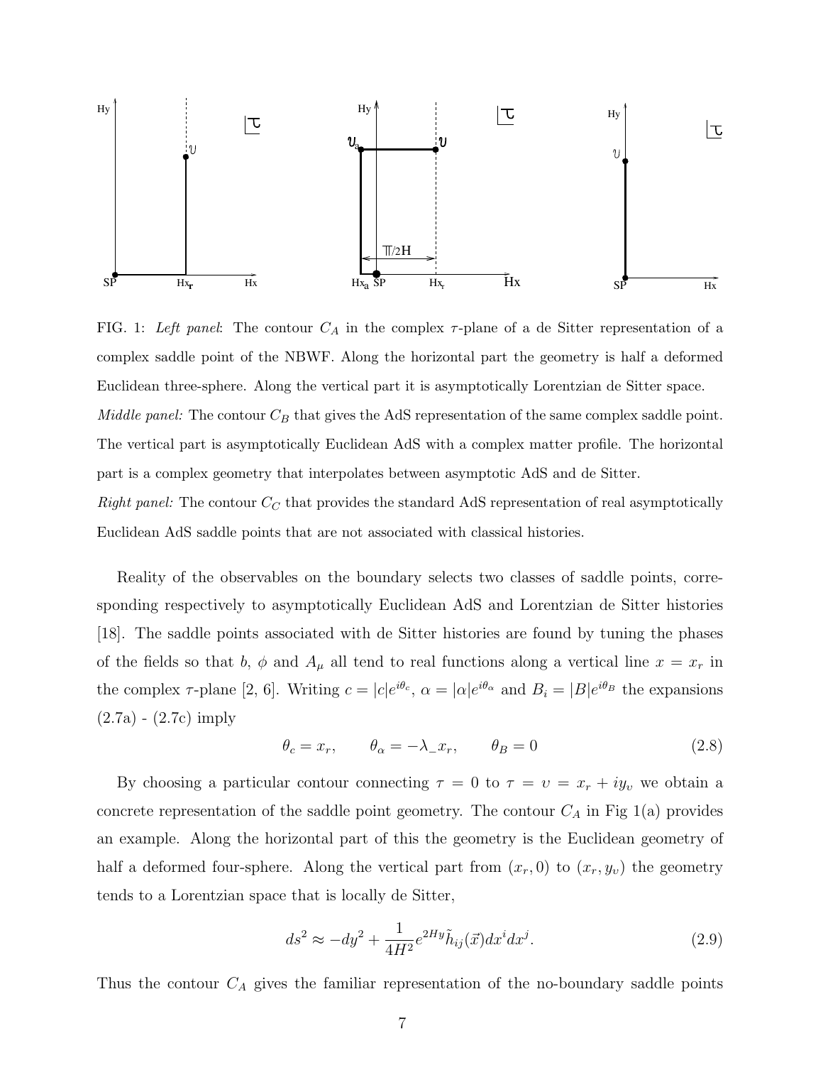FIG. 1: *Left panel*: The contour $C_A$ in the complex $\tau$-plane of a de Sitter representation of a complex saddle point of the NBWF. Along the horizontal part the geometry is half a deformed Euclidean three-sphere. Along the vertical part it is asymptotically Lorentzian de Sitter space.
*Middle panel:* The contour $C_B$ that gives the AdS representation of the same complex saddle point. The vertical part is asymptotically Euclidean AdS with a complex matter profile. The horizontal part is a complex geometry that interpolates between asymptotic AdS and de Sitter.
*Right panel:* The contour $C_C$ that provides the standard AdS representation of real asymptotically Euclidean AdS saddle points that are not associated with classical histories.

Reality of the observables on the boundary selects two classes of saddle points, corresponding respectively to asymptotically Euclidean AdS and Lorentzian de Sitter histories [18]. The saddle points associated with de Sitter histories are found by tuning the phases of the fields so that $b$, $\phi$ and $A_\mu$ all tend to real functions along a vertical line $x = x_r$ in the complex $\tau$-plane [2, 6]. Writing $c = |c|e^{i\theta_c}$, $\alpha = |\alpha|e^{i\theta_\alpha}$ and $B_i = |B|e^{i\theta_B}$ the expansions (2.7a) - (2.7c) imply

$$\theta_c = x_r, \qquad \theta_\alpha = -\lambda_- x_r, \qquad \theta_B = 0 \tag{2.8}$$

By choosing a particular contour connecting $\tau = 0$ to $\tau = \upsilon = x_r + iy_\upsilon$ we obtain a concrete representation of the saddle point geometry. The contour $C_A$ in Fig 1(a) provides an example. Along the horizontal part of this the geometry is the Euclidean geometry of half a deformed four-sphere. Along the vertical part from $(x_r, 0)$ to $(x_r, y_\upsilon)$ the geometry tends to a Lorentzian space that is locally de Sitter,

$$ds^2 \approx -dy^2 + \frac{1}{4H^2}e^{2Hy}\tilde{h}_{ij}(\vec{x})dx^i dx^j. \tag{2.9}$$

Thus the contour $C_A$ gives the familiar representation of the no-boundary saddle points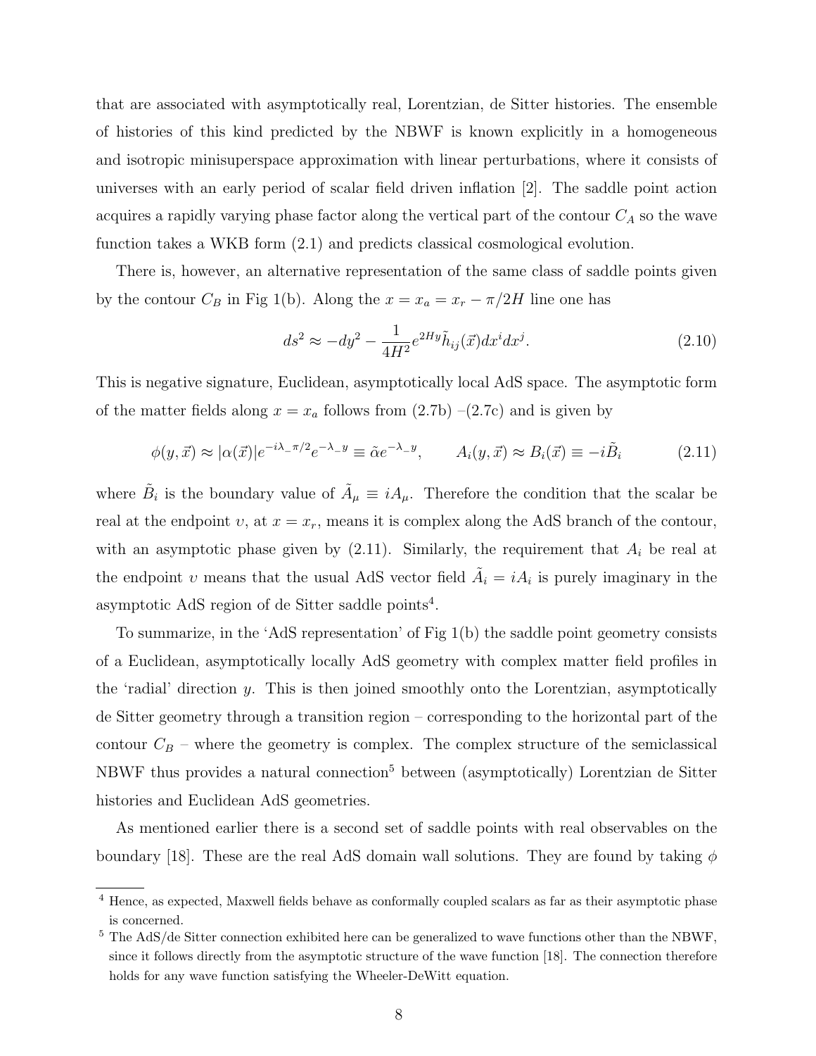that are associated with asymptotically real, Lorentzian, de Sitter histories. The ensemble of histories of this kind predicted by the NBWF is known explicitly in a homogeneous and isotropic minisuperspace approximation with linear perturbations, where it consists of universes with an early period of scalar field driven inflation [2]. The saddle point action acquires a rapidly varying phase factor along the vertical part of the contour $C_A$ so the wave function takes a WKB form (2.1) and predicts classical cosmological evolution.

There is, however, an alternative representation of the same class of saddle points given by the contour $C_B$ in Fig 1(b). Along the $x = x_a = x_r - \pi/2H$ line one has

$$ds^2 \approx -dy^2 - \frac{1}{4H^2} e^{2Hy} \tilde{h}_{ij}(\vec{x}) dx^i dx^j. \tag{2.10}$$

This is negative signature, Euclidean, asymptotically local AdS space. The asymptotic form of the matter fields along $x = x_a$ follows from (2.7b) –(2.7c) and is given by

$$\phi(y, \vec{x}) \approx |\alpha(\vec{x})| e^{-i\lambda_- \pi/2} e^{-\lambda_- y} \equiv \tilde{\alpha} e^{-\lambda_- y}, \qquad A_i(y, \vec{x}) \approx B_i(\vec{x}) \equiv -i\tilde{B}_i \tag{2.11}$$

where $\tilde{B}_i$ is the boundary value of $\tilde{A}_\mu \equiv iA_\mu$. Therefore the condition that the scalar be real at the endpoint $\upsilon$, at $x = x_r$, means it is complex along the AdS branch of the contour, with an asymptotic phase given by (2.11). Similarly, the requirement that $A_i$ be real at the endpoint $\upsilon$ means that the usual AdS vector field $\tilde{A}_i = iA_i$ is purely imaginary in the asymptotic AdS region of de Sitter saddle points[4].

To summarize, in the 'AdS representation' of Fig 1(b) the saddle point geometry consists of a Euclidean, asymptotically locally AdS geometry with complex matter field profiles in the 'radial' direction $y$. This is then joined smoothly onto the Lorentzian, asymptotically de Sitter geometry through a transition region – corresponding to the horizontal part of the contour $C_B$ – where the geometry is complex. The complex structure of the semiclassical NBWF thus provides a natural connection[5] between (asymptotically) Lorentzian de Sitter histories and Euclidean AdS geometries.

As mentioned earlier there is a second set of saddle points with real observables on the boundary [18]. These are the real AdS domain wall solutions. They are found by taking $\phi$

---

[4] Hence, as expected, Maxwell fields behave as conformally coupled scalars as far as their asymptotic phase is concerned.

[5] The AdS/de Sitter connection exhibited here can be generalized to wave functions other than the NBWF, since it follows directly from the asymptotic structure of the wave function [18]. The connection therefore holds for any wave function satisfying the Wheeler-DeWitt equation.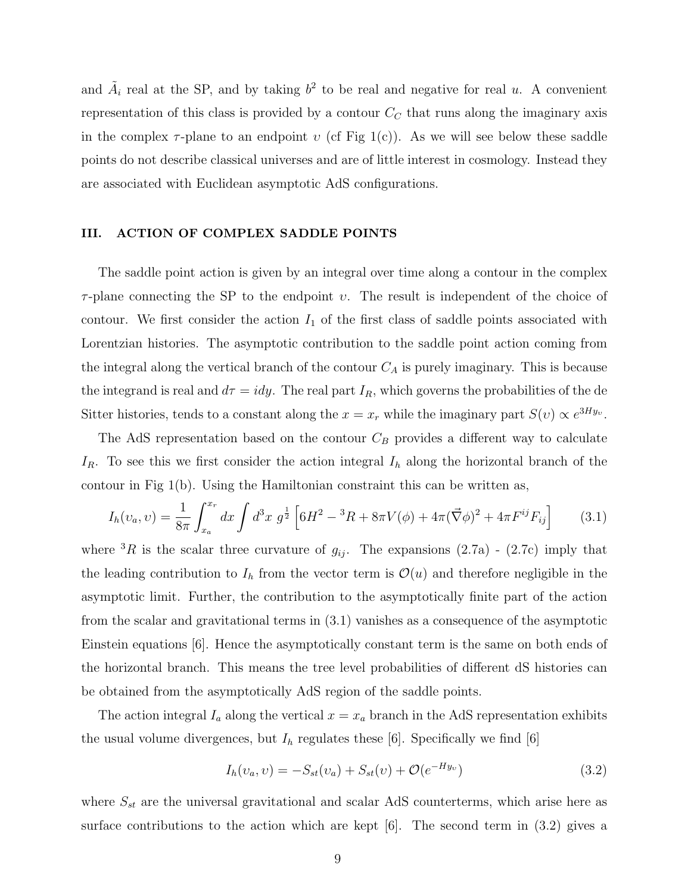and $\tilde{A}_i$ real at the SP, and by taking $b^2$ to be real and negative for real $u$. A convenient representation of this class is provided by a contour $C_C$ that runs along the imaginary axis in the complex $\tau$-plane to an endpoint $\upsilon$ (cf Fig 1(c)). As we will see below these saddle points do not describe classical universes and are of little interest in cosmology. Instead they are associated with Euclidean asymptotic AdS configurations.

## III. ACTION OF COMPLEX SADDLE POINTS

The saddle point action is given by an integral over time along a contour in the complex $\tau$-plane connecting the SP to the endpoint $\upsilon$. The result is independent of the choice of contour. We first consider the action $I_1$ of the first class of saddle points associated with Lorentzian histories. The asymptotic contribution to the saddle point action coming from the integral along the vertical branch of the contour $C_A$ is purely imaginary. This is because the integrand is real and $d\tau = idy$. The real part $I_R$, which governs the probabilities of the de Sitter histories, tends to a constant along the $x = x_r$ while the imaginary part $S(\upsilon) \propto e^{3Hy_\upsilon}$.

The AdS representation based on the contour $C_B$ provides a different way to calculate $I_R$. To see this we first consider the action integral $I_h$ along the horizontal branch of the contour in Fig 1(b). Using the Hamiltonian constraint this can be written as,

$$I_h(\upsilon_a, \upsilon) = \frac{1}{8\pi} \int_{x_a}^{x_r} dx \int d^3x \; g^{\frac{1}{2}} \left[ 6H^2 - {}^3R + 8\pi V(\phi) + 4\pi(\vec{\nabla}\phi)^2 + 4\pi F^{ij} F_{ij} \right] \tag{3.1}$$

where ${}^3R$ is the scalar three curvature of $g_{ij}$. The expansions (2.7a) - (2.7c) imply that the leading contribution to $I_h$ from the vector term is $\mathcal{O}(u)$ and therefore negligible in the asymptotic limit. Further, the contribution to the asymptotically finite part of the action from the scalar and gravitational terms in (3.1) vanishes as a consequence of the asymptotic Einstein equations [6]. Hence the asymptotically constant term is the same on both ends of the horizontal branch. This means the tree level probabilities of different dS histories can be obtained from the asymptotically AdS region of the saddle points.

The action integral $I_a$ along the vertical $x = x_a$ branch in the AdS representation exhibits the usual volume divergences, but $I_h$ regulates these [6]. Specifically we find [6]

$$I_h(\upsilon_a, \upsilon) = -S_{st}(\upsilon_a) + S_{st}(\upsilon) + \mathcal{O}(e^{-Hy_\upsilon}) \tag{3.2}$$

where $S_{st}$ are the universal gravitational and scalar AdS counterterms, which arise here as surface contributions to the action which are kept [6]. The second term in (3.2) gives a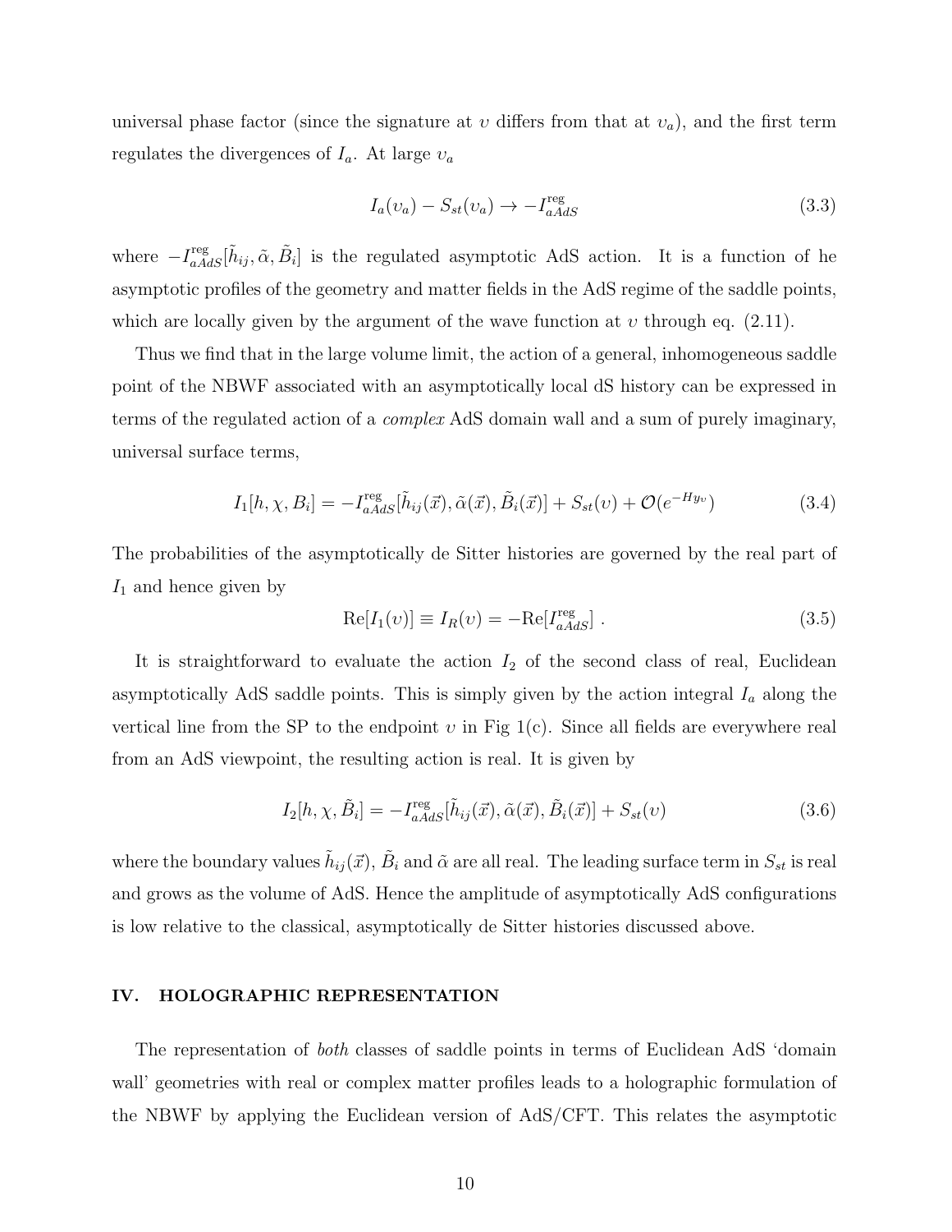universal phase factor (since the signature at $\upsilon$ differs from that at $\upsilon_a$), and the first term regulates the divergences of $I_a$. At large $\upsilon_a$

$$
I_a(\upsilon_a) - S_{st}(\upsilon_a) \to -I^{\rm reg}_{aAdS} \tag{3.3}
$$

where $-I^{\rm reg}_{aAdS}[\tilde{h}_{ij}, \tilde{\alpha}, \tilde{B}_i]$ is the regulated asymptotic AdS action. It is a function of he asymptotic profiles of the geometry and matter fields in the AdS regime of the saddle points, which are locally given by the argument of the wave function at $\upsilon$ through eq. (2.11).

Thus we find that in the large volume limit, the action of a general, inhomogeneous saddle point of the NBWF associated with an asymptotically local dS history can be expressed in terms of the regulated action of a *complex* AdS domain wall and a sum of purely imaginary, universal surface terms,

$$
I_1[h, \chi, B_i] = -I^{\rm reg}_{aAdS}[\tilde{h}_{ij}(\vec{x}), \tilde{\alpha}(\vec{x}), \tilde{B}_i(\vec{x})] + S_{st}(\upsilon) + \mathcal{O}(e^{-Hy_\upsilon}) \tag{3.4}
$$

The probabilities of the asymptotically de Sitter histories are governed by the real part of $I_1$ and hence given by

$$
{\rm Re}[I_1(\upsilon)] \equiv I_R(\upsilon) = -{\rm Re}[I^{\rm reg}_{aAdS}] \ . \tag{3.5}
$$

It is straightforward to evaluate the action $I_2$ of the second class of real, Euclidean asymptotically AdS saddle points. This is simply given by the action integral $I_a$ along the vertical line from the SP to the endpoint $\upsilon$ in Fig 1(c). Since all fields are everywhere real from an AdS viewpoint, the resulting action is real. It is given by

$$
I_2[h, \chi, \tilde{B}_i] = -I^{\rm reg}_{aAdS}[\tilde{h}_{ij}(\vec{x}), \tilde{\alpha}(\vec{x}), \tilde{B}_i(\vec{x})] + S_{st}(\upsilon) \tag{3.6}
$$

where the boundary values $\tilde{h}_{ij}(\vec{x})$, $\tilde{B}_i$ and $\tilde{\alpha}$ are all real. The leading surface term in $S_{st}$ is real and grows as the volume of AdS. Hence the amplitude of asymptotically AdS configurations is low relative to the classical, asymptotically de Sitter histories discussed above.

## IV. HOLOGRAPHIC REPRESENTATION

The representation of *both* classes of saddle points in terms of Euclidean AdS 'domain wall' geometries with real or complex matter profiles leads to a holographic formulation of the NBWF by applying the Euclidean version of AdS/CFT. This relates the asymptotic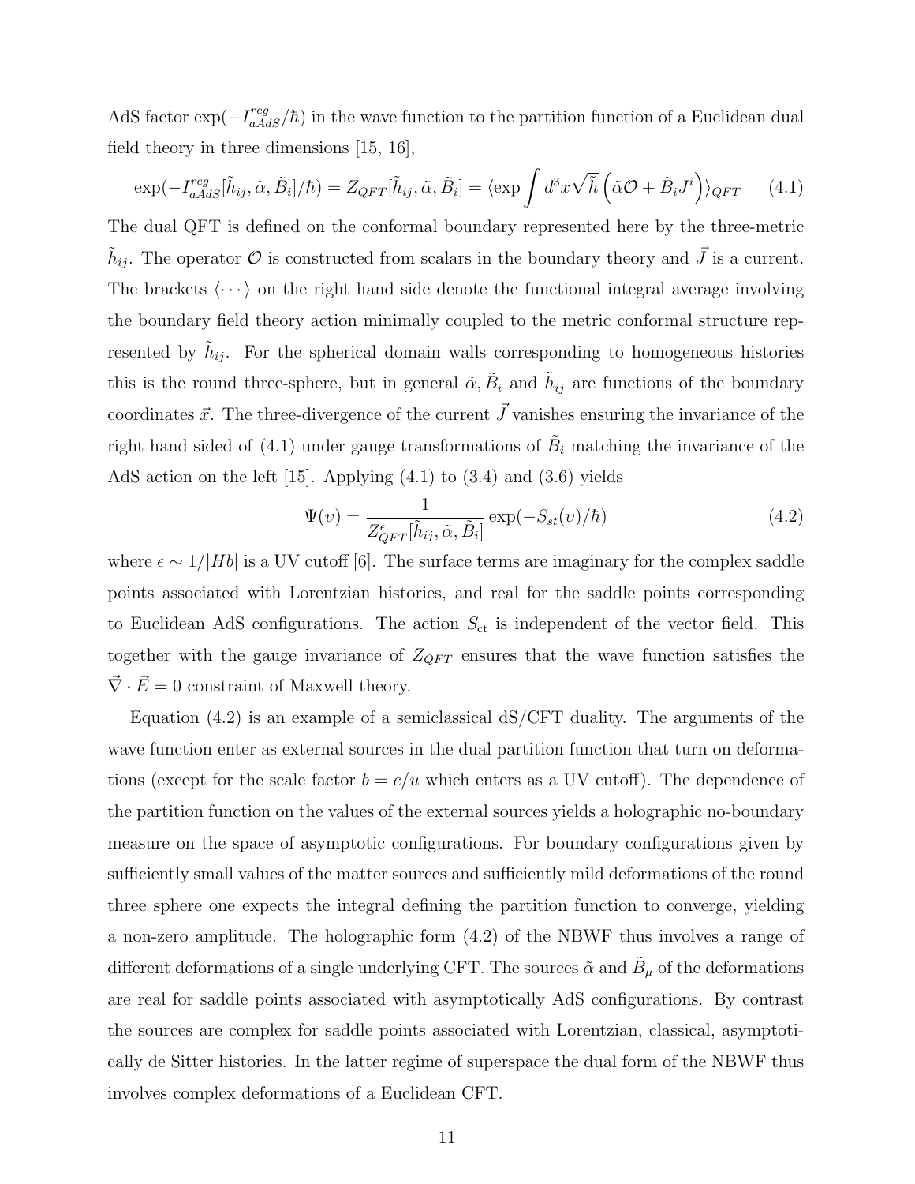AdS factor $\exp(-I^{reg}_{aAdS}/\hbar)$ in the wave function to the partition function of a Euclidean dual field theory in three dimensions [15, 16],

$$\exp(-I^{reg}_{aAdS}[\tilde{h}_{ij}, \tilde{\alpha}, \tilde{B}_i]/\hbar) = Z_{QFT}[\tilde{h}_{ij}, \tilde{\alpha}, \tilde{B}_i] = \langle \exp \int d^3x \sqrt{\tilde{h}} \left( \tilde{\alpha}\mathcal{O} + \tilde{B}_i J^i \right) \rangle_{QFT} \tag{4.1}$$

The dual QFT is defined on the conformal boundary represented here by the three-metric $\tilde{h}_{ij}$. The operator $\mathcal{O}$ is constructed from scalars in the boundary theory and $\vec{J}$ is a current. The brackets $\langle \cdots \rangle$ on the right hand side denote the functional integral average involving the boundary field theory action minimally coupled to the metric conformal structure represented by $\tilde{h}_{ij}$. For the spherical domain walls corresponding to homogeneous histories this is the round three-sphere, but in general $\tilde{\alpha}, \tilde{B}_i$ and $\tilde{h}_{ij}$ are functions of the boundary coordinates $\vec{x}$. The three-divergence of the current $\vec{J}$ vanishes ensuring the invariance of the right hand sided of (4.1) under gauge transformations of $\tilde{B}_i$ matching the invariance of the AdS action on the left [15]. Applying (4.1) to (3.4) and (3.6) yields

$$\Psi(\upsilon) = \frac{1}{Z^{\epsilon}_{QFT}[\tilde{h}_{ij}, \tilde{\alpha}, \tilde{B}_i]} \exp(-S_{st}(\upsilon)/\hbar) \tag{4.2}$$

where $\epsilon \sim 1/|Hb|$ is a UV cutoff [6]. The surface terms are imaginary for the complex saddle points associated with Lorentzian histories, and real for the saddle points corresponding to Euclidean AdS configurations. The action $S_{\rm ct}$ is independent of the vector field. This together with the gauge invariance of $Z_{QFT}$ ensures that the wave function satisfies the $\vec{\nabla} \cdot \vec{E} = 0$ constraint of Maxwell theory.

Equation (4.2) is an example of a semiclassical dS/CFT duality. The arguments of the wave function enter as external sources in the dual partition function that turn on deformations (except for the scale factor $b = c/u$ which enters as a UV cutoff). The dependence of the partition function on the values of the external sources yields a holographic no-boundary measure on the space of asymptotic configurations. For boundary configurations given by sufficiently small values of the matter sources and sufficiently mild deformations of the round three sphere one expects the integral defining the partition function to converge, yielding a non-zero amplitude. The holographic form (4.2) of the NBWF thus involves a range of different deformations of a single underlying CFT. The sources $\tilde{\alpha}$ and $\tilde{B}_\mu$ of the deformations are real for saddle points associated with asymptotically AdS configurations. By contrast the sources are complex for saddle points associated with Lorentzian, classical, asymptotically de Sitter histories. In the latter regime of superspace the dual form of the NBWF thus involves complex deformations of a Euclidean CFT.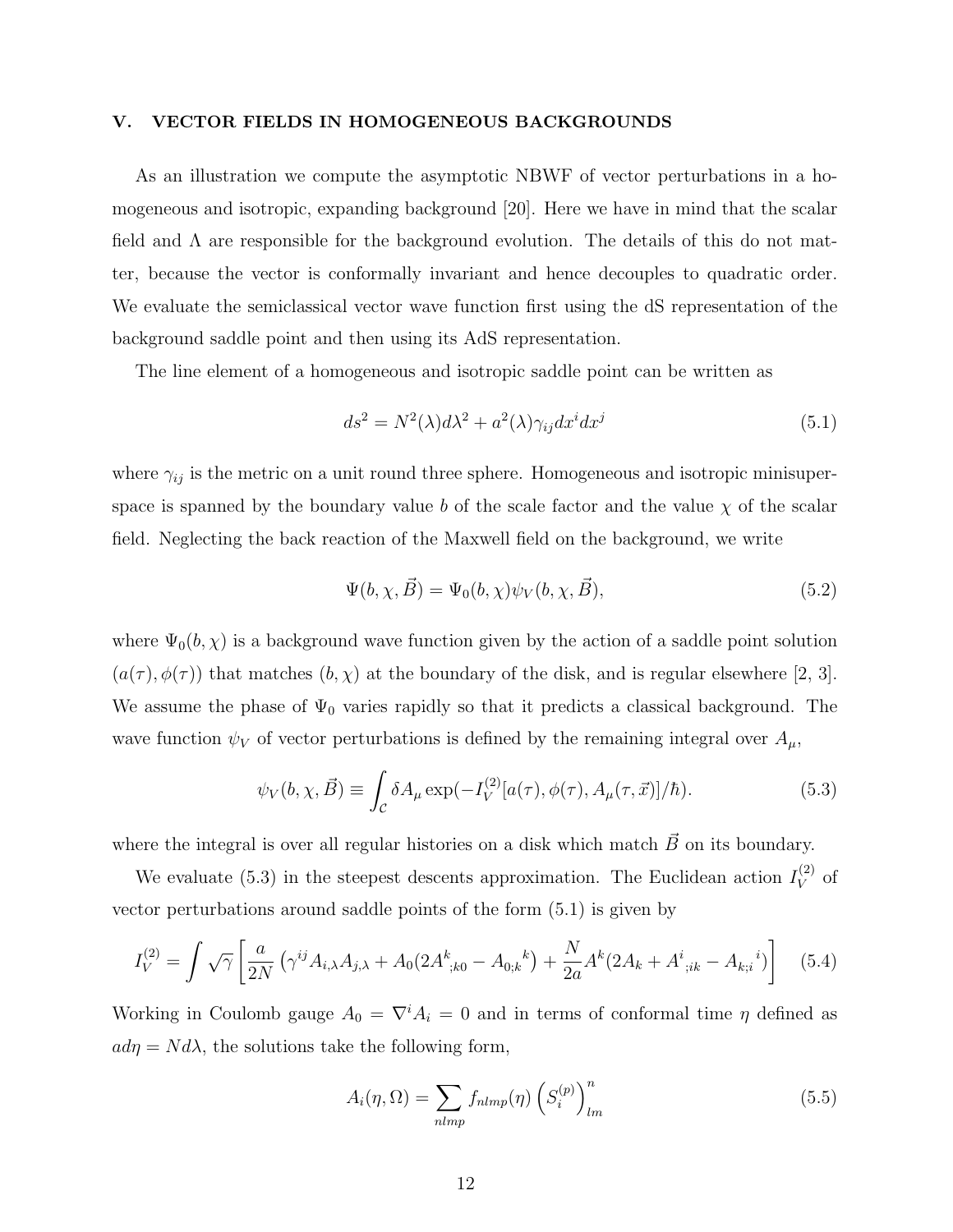## V. VECTOR FIELDS IN HOMOGENEOUS BACKGROUNDS

As an illustration we compute the asymptotic NBWF of vector perturbations in a homogeneous and isotropic, expanding background [20]. Here we have in mind that the scalar field and $\Lambda$ are responsible for the background evolution. The details of this do not matter, because the vector is conformally invariant and hence decouples to quadratic order. We evaluate the semiclassical vector wave function first using the dS representation of the background saddle point and then using its AdS representation.

The line element of a homogeneous and isotropic saddle point can be written as

$$ds^2 = N^2(\lambda)d\lambda^2 + a^2(\lambda)\gamma_{ij}dx^i dx^j \tag{5.1}$$

where $\gamma_{ij}$ is the metric on a unit round three sphere. Homogeneous and isotropic minisuperspace is spanned by the boundary value $b$ of the scale factor and the value $\chi$ of the scalar field. Neglecting the back reaction of the Maxwell field on the background, we write

$$\Psi(b, \chi, \vec{B}) = \Psi_0(b, \chi)\psi_V(b, \chi, \vec{B}), \tag{5.2}$$

where $\Psi_0(b, \chi)$ is a background wave function given by the action of a saddle point solution $(a(\tau), \phi(\tau))$ that matches $(b, \chi)$ at the boundary of the disk, and is regular elsewhere [2, 3]. We assume the phase of $\Psi_0$ varies rapidly so that it predicts a classical background. The wave function $\psi_V$ of vector perturbations is defined by the remaining integral over $A_\mu$,

$$\psi_V(b, \chi, \vec{B}) \equiv \int_{\mathcal{C}} \delta A_\mu \exp(-I_V^{(2)}[a(\tau), \phi(\tau), A_\mu(\tau, \vec{x})]/\hbar). \tag{5.3}$$

where the integral is over all regular histories on a disk which match $\vec{B}$ on its boundary.

We evaluate (5.3) in the steepest descents approximation. The Euclidean action $I_V^{(2)}$ of vector perturbations around saddle points of the form (5.1) is given by

$$I_V^{(2)} = \int \sqrt{\gamma} \left[ \frac{a}{2N} \left( \gamma^{ij} A_{i,\lambda} A_{j,\lambda} + A_0 (2A^k{}_{;k0} - A_{0;k}{}^k \right) + \frac{N}{2a} A^k (2A_k + A^i{}_{;ik} - A_{k;i}{}^i) \right] \tag{5.4}$$

Working in Coulomb gauge $A_0 = \nabla^i A_i = 0$ and in terms of conformal time $\eta$ defined as $a d\eta = N d\lambda$, the solutions take the following form,

$$A_i(\eta, \Omega) = \sum_{nlmp} f_{nlmp}(\eta) \left( S_i^{(p)} \right)^n_{lm} \tag{5.5}$$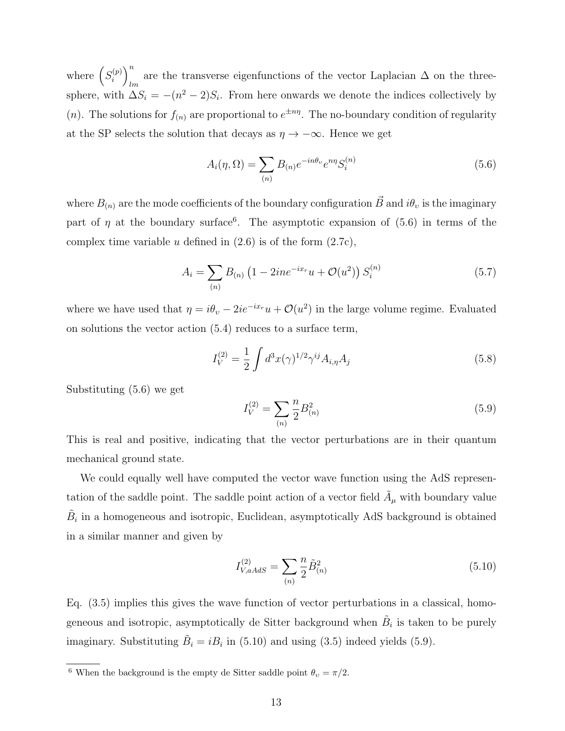where $\left(S_i^{(p)}\right)^n_{lm}$ are the transverse eigenfunctions of the vector Laplacian $\Delta$ on the three-sphere, with $\Delta S_i = -(n^2-2)S_i$. From here onwards we denote the indices collectively by $(n)$. The solutions for $f_{(n)}$ are proportional to $e^{\pm n\eta}$. The no-boundary condition of regularity at the SP selects the solution that decays as $\eta \to -\infty$. Hence we get

$$A_i(\eta, \Omega) = \sum_{(n)} B_{(n)} e^{-in\theta_v} e^{n\eta} S_i^{(n)} \tag{5.6}$$

where $B_{(n)}$ are the mode coefficients of the boundary configuration $\vec{B}$ and $i\theta_v$ is the imaginary part of $\eta$ at the boundary surface[6]. The asymptotic expansion of (5.6) in terms of the complex time variable $u$ defined in (2.6) is of the form (2.7c),

$$A_i = \sum_{(n)} B_{(n)} \left(1 - 2ine^{-ix_r}u + \mathcal{O}(u^2)\right) S_i^{(n)} \tag{5.7}$$

where we have used that $\eta = i\theta_v - 2ie^{-ix_r}u + \mathcal{O}(u^2)$ in the large volume regime. Evaluated on solutions the vector action (5.4) reduces to a surface term,

$$I_V^{(2)} = \frac{1}{2} \int d^3x (\gamma)^{1/2} \gamma^{ij} A_{i,\eta} A_j \tag{5.8}$$

Substituting (5.6) we get

$$I_V^{(2)} = \sum_{(n)} \frac{n}{2} B_{(n)}^2 \tag{5.9}$$

This is real and positive, indicating that the vector perturbations are in their quantum mechanical ground state.

We could equally well have computed the vector wave function using the AdS representation of the saddle point. The saddle point action of a vector field $\tilde{A}_\mu$ with boundary value $\tilde{B}_i$ in a homogeneous and isotropic, Euclidean, asymptotically AdS background is obtained in a similar manner and given by

$$I_{V,aAdS}^{(2)} = \sum_{(n)} \frac{n}{2} \tilde{B}_{(n)}^2 \tag{5.10}$$

Eq. (3.5) implies this gives the wave function of vector perturbations in a classical, homogeneous and isotropic, asymptotically de Sitter background when $\tilde{B}_i$ is taken to be purely imaginary. Substituting $\tilde{B}_i = iB_i$ in (5.10) and using (3.5) indeed yields (5.9).

[6] When the background is the empty de Sitter saddle point $\theta_v = \pi/2$.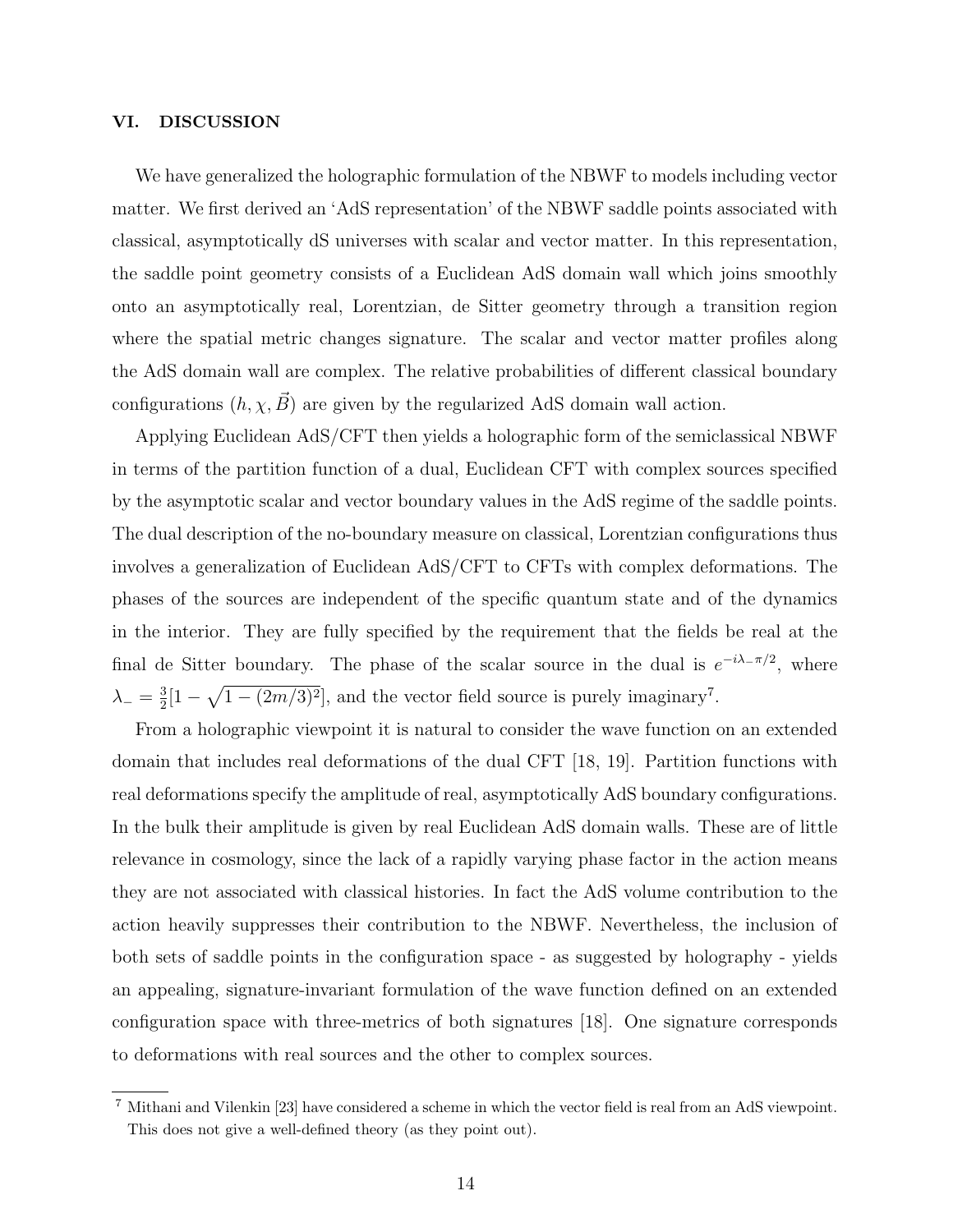## VI. DISCUSSION

We have generalized the holographic formulation of the NBWF to models including vector matter. We first derived an 'AdS representation' of the NBWF saddle points associated with classical, asymptotically dS universes with scalar and vector matter. In this representation, the saddle point geometry consists of a Euclidean AdS domain wall which joins smoothly onto an asymptotically real, Lorentzian, de Sitter geometry through a transition region where the spatial metric changes signature. The scalar and vector matter profiles along the AdS domain wall are complex. The relative probabilities of different classical boundary configurations $(h, \chi, \vec{B})$ are given by the regularized AdS domain wall action.

Applying Euclidean AdS/CFT then yields a holographic form of the semiclassical NBWF in terms of the partition function of a dual, Euclidean CFT with complex sources specified by the asymptotic scalar and vector boundary values in the AdS regime of the saddle points. The dual description of the no-boundary measure on classical, Lorentzian configurations thus involves a generalization of Euclidean AdS/CFT to CFTs with complex deformations. The phases of the sources are independent of the specific quantum state and of the dynamics in the interior. They are fully specified by the requirement that the fields be real at the final de Sitter boundary. The phase of the scalar source in the dual is $e^{-i\lambda_- \pi/2}$, where $\lambda_- = \frac{3}{2}[1 - \sqrt{1-(2m/3)^2}]$, and the vector field source is purely imaginary[7].

From a holographic viewpoint it is natural to consider the wave function on an extended domain that includes real deformations of the dual CFT [18, 19]. Partition functions with real deformations specify the amplitude of real, asymptotically AdS boundary configurations. In the bulk their amplitude is given by real Euclidean AdS domain walls. These are of little relevance in cosmology, since the lack of a rapidly varying phase factor in the action means they are not associated with classical histories. In fact the AdS volume contribution to the action heavily suppresses their contribution to the NBWF. Nevertheless, the inclusion of both sets of saddle points in the configuration space - as suggested by holography - yields an appealing, signature-invariant formulation of the wave function defined on an extended configuration space with three-metrics of both signatures [18]. One signature corresponds to deformations with real sources and the other to complex sources.

[7] Mithani and Vilenkin [23] have considered a scheme in which the vector field is real from an AdS viewpoint. This does not give a well-defined theory (as they point out).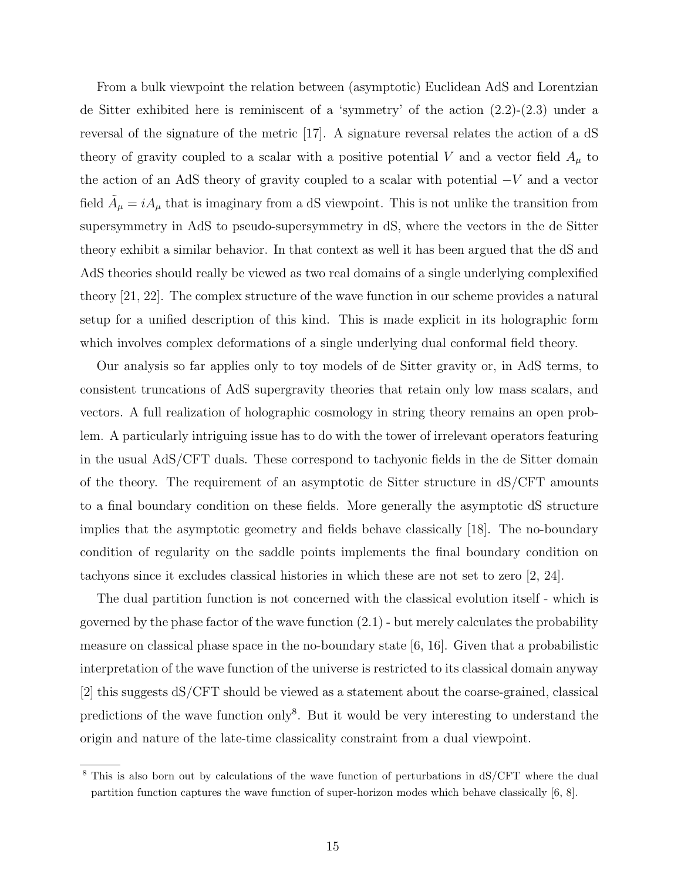From a bulk viewpoint the relation between (asymptotic) Euclidean AdS and Lorentzian de Sitter exhibited here is reminiscent of a 'symmetry' of the action (2.2)-(2.3) under a reversal of the signature of the metric [17]. A signature reversal relates the action of a dS theory of gravity coupled to a scalar with a positive potential $V$ and a vector field $A_\mu$ to the action of an AdS theory of gravity coupled to a scalar with potential $-V$ and a vector field $\tilde{A}_\mu = iA_\mu$ that is imaginary from a dS viewpoint. This is not unlike the transition from supersymmetry in AdS to pseudo-supersymmetry in dS, where the vectors in the de Sitter theory exhibit a similar behavior. In that context as well it has been argued that the dS and AdS theories should really be viewed as two real domains of a single underlying complexified theory [21, 22]. The complex structure of the wave function in our scheme provides a natural setup for a unified description of this kind. This is made explicit in its holographic form which involves complex deformations of a single underlying dual conformal field theory.

Our analysis so far applies only to toy models of de Sitter gravity or, in AdS terms, to consistent truncations of AdS supergravity theories that retain only low mass scalars, and vectors. A full realization of holographic cosmology in string theory remains an open problem. A particularly intriguing issue has to do with the tower of irrelevant operators featuring in the usual AdS/CFT duals. These correspond to tachyonic fields in the de Sitter domain of the theory. The requirement of an asymptotic de Sitter structure in dS/CFT amounts to a final boundary condition on these fields. More generally the asymptotic dS structure implies that the asymptotic geometry and fields behave classically [18]. The no-boundary condition of regularity on the saddle points implements the final boundary condition on tachyons since it excludes classical histories in which these are not set to zero [2, 24].

The dual partition function is not concerned with the classical evolution itself - which is governed by the phase factor of the wave function (2.1) - but merely calculates the probability measure on classical phase space in the no-boundary state [6, 16]. Given that a probabilistic interpretation of the wave function of the universe is restricted to its classical domain anyway [2] this suggests dS/CFT should be viewed as a statement about the coarse-grained, classical predictions of the wave function only[8]. But it would be very interesting to understand the origin and nature of the late-time classicality constraint from a dual viewpoint.

[8] This is also born out by calculations of the wave function of perturbations in dS/CFT where the dual partition function captures the wave function of super-horizon modes which behave classically [6, 8].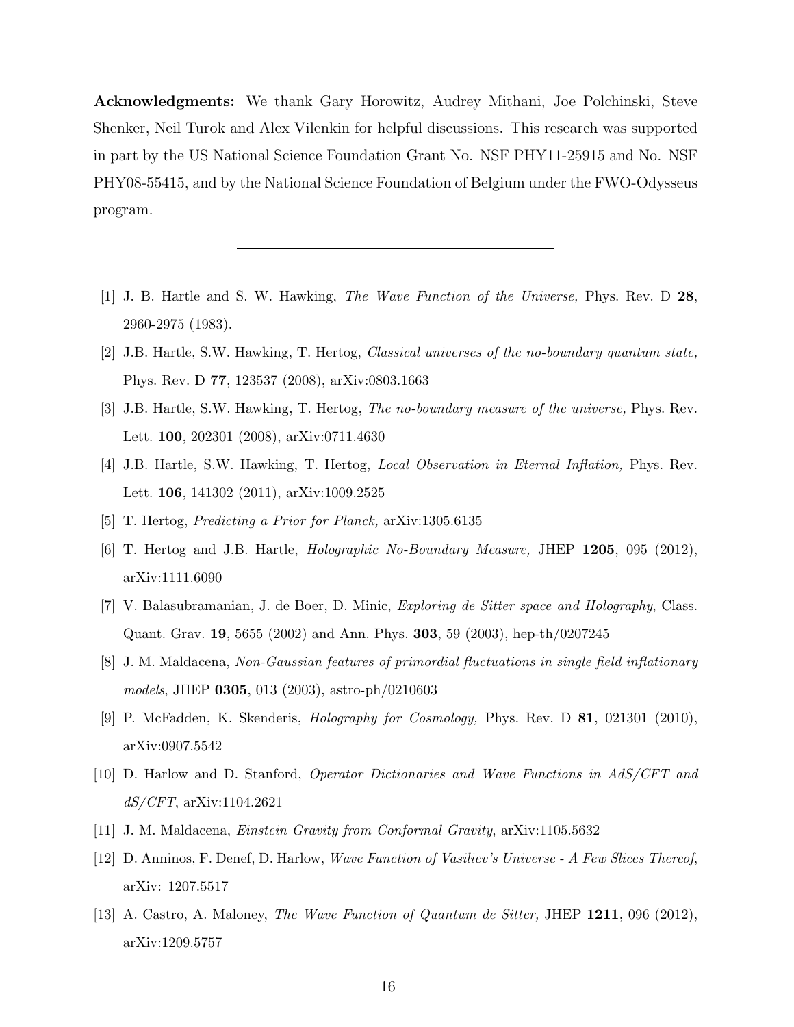**Acknowledgments:** We thank Gary Horowitz, Audrey Mithani, Joe Polchinski, Steve Shenker, Neil Turok and Alex Vilenkin for helpful discussions. This research was supported in part by the US National Science Foundation Grant No. NSF PHY11-25915 and No. NSF PHY08-55415, and by the National Science Foundation of Belgium under the FWO-Odysseus program.

---

[1] J. B. Hartle and S. W. Hawking, *The Wave Function of the Universe,* Phys. Rev. D **28**, 2960-2975 (1983).

[2] J.B. Hartle, S.W. Hawking, T. Hertog, *Classical universes of the no-boundary quantum state,* Phys. Rev. D **77**, 123537 (2008), arXiv:0803.1663

[3] J.B. Hartle, S.W. Hawking, T. Hertog, *The no-boundary measure of the universe,* Phys. Rev. Lett. **100**, 202301 (2008), arXiv:0711.4630

[4] J.B. Hartle, S.W. Hawking, T. Hertog, *Local Observation in Eternal Inflation,* Phys. Rev. Lett. **106**, 141302 (2011), arXiv:1009.2525

[5] T. Hertog, *Predicting a Prior for Planck,* arXiv:1305.6135

[6] T. Hertog and J.B. Hartle, *Holographic No-Boundary Measure,* JHEP **1205**, 095 (2012), arXiv:1111.6090

[7] V. Balasubramanian, J. de Boer, D. Minic, *Exploring de Sitter space and Holography*, Class. Quant. Grav. **19**, 5655 (2002) and Ann. Phys. **303**, 59 (2003), hep-th/0207245

[8] J. M. Maldacena, *Non-Gaussian features of primordial fluctuations in single field inflationary models*, JHEP **0305**, 013 (2003), astro-ph/0210603

[9] P. McFadden, K. Skenderis, *Holography for Cosmology,* Phys. Rev. D **81**, 021301 (2010), arXiv:0907.5542

[10] D. Harlow and D. Stanford, *Operator Dictionaries and Wave Functions in AdS/CFT and dS/CFT*, arXiv:1104.2621

[11] J. M. Maldacena, *Einstein Gravity from Conformal Gravity*, arXiv:1105.5632

[12] D. Anninos, F. Denef, D. Harlow, *Wave Function of Vasiliev's Universe - A Few Slices Thereof*, arXiv: 1207.5517

[13] A. Castro, A. Maloney, *The Wave Function of Quantum de Sitter,* JHEP **1211**, 096 (2012), arXiv:1209.5757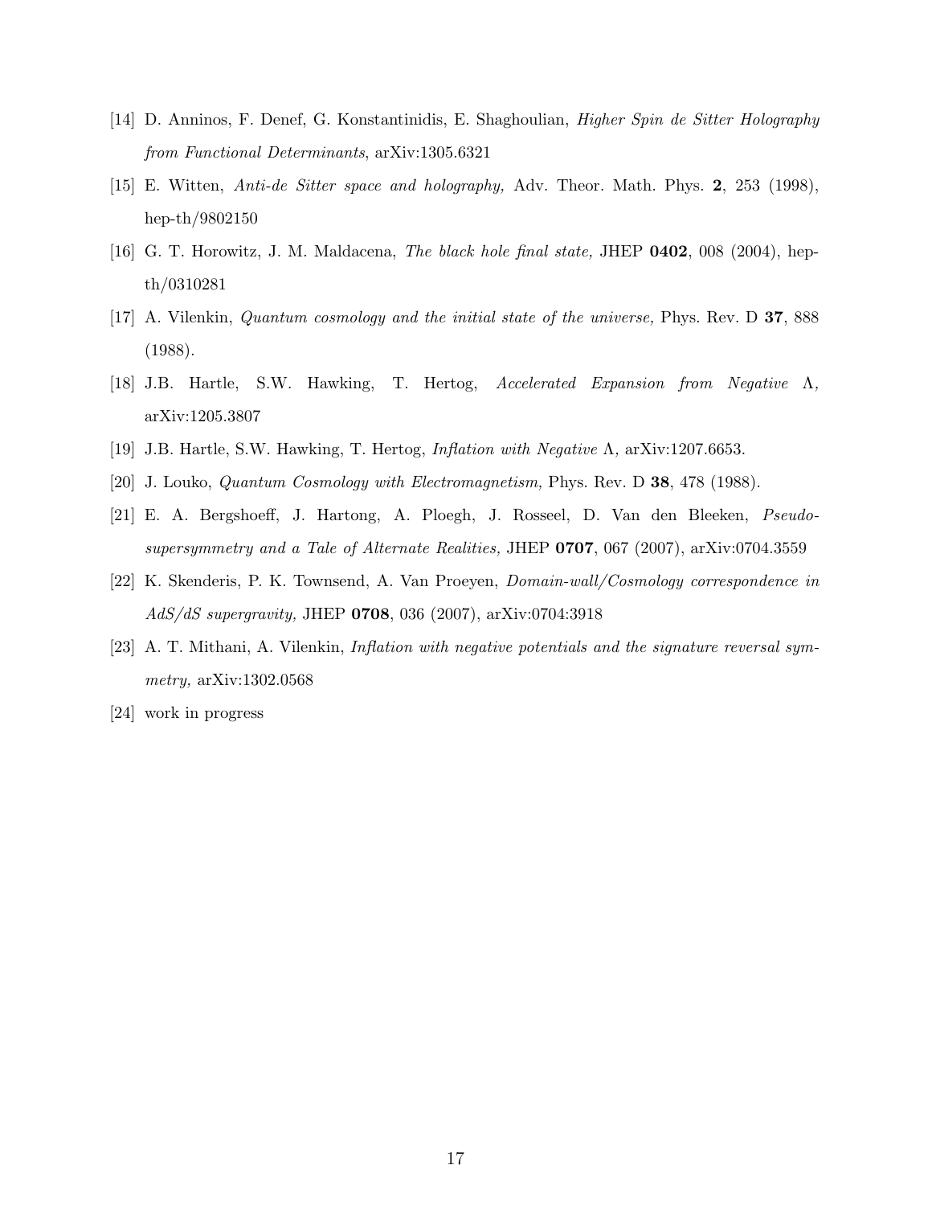[14] D. Anninos, F. Denef, G. Konstantinidis, E. Shaghoulian, *Higher Spin de Sitter Holography from Functional Determinants*, arXiv:1305.6321

[15] E. Witten, *Anti-de Sitter space and holography,* Adv. Theor. Math. Phys. **2**, 253 (1998), hep-th/9802150

[16] G. T. Horowitz, J. M. Maldacena, *The black hole final state,* JHEP **0402**, 008 (2004), hep-th/0310281

[17] A. Vilenkin, *Quantum cosmology and the initial state of the universe,* Phys. Rev. D **37**, 888 (1988).

[18] J.B. Hartle, S.W. Hawking, T. Hertog, *Accelerated Expansion from Negative* $\Lambda$*,* arXiv:1205.3807

[19] J.B. Hartle, S.W. Hawking, T. Hertog, *Inflation with Negative* $\Lambda$*,* arXiv:1207.6653.

[20] J. Louko, *Quantum Cosmology with Electromagnetism,* Phys. Rev. D **38**, 478 (1988).

[21] E. A. Bergshoeff, J. Hartong, A. Ploegh, J. Rosseel, D. Van den Bleeken, *Pseudo-supersymmetry and a Tale of Alternate Realities,* JHEP **0707**, 067 (2007), arXiv:0704.3559

[22] K. Skenderis, P. K. Townsend, A. Van Proeyen, *Domain-wall/Cosmology correspondence in AdS/dS supergravity,* JHEP **0708**, 036 (2007), arXiv:0704:3918

[23] A. T. Mithani, A. Vilenkin, *Inflation with negative potentials and the signature reversal symmetry,* arXiv:1302.0568

[24] work in progress